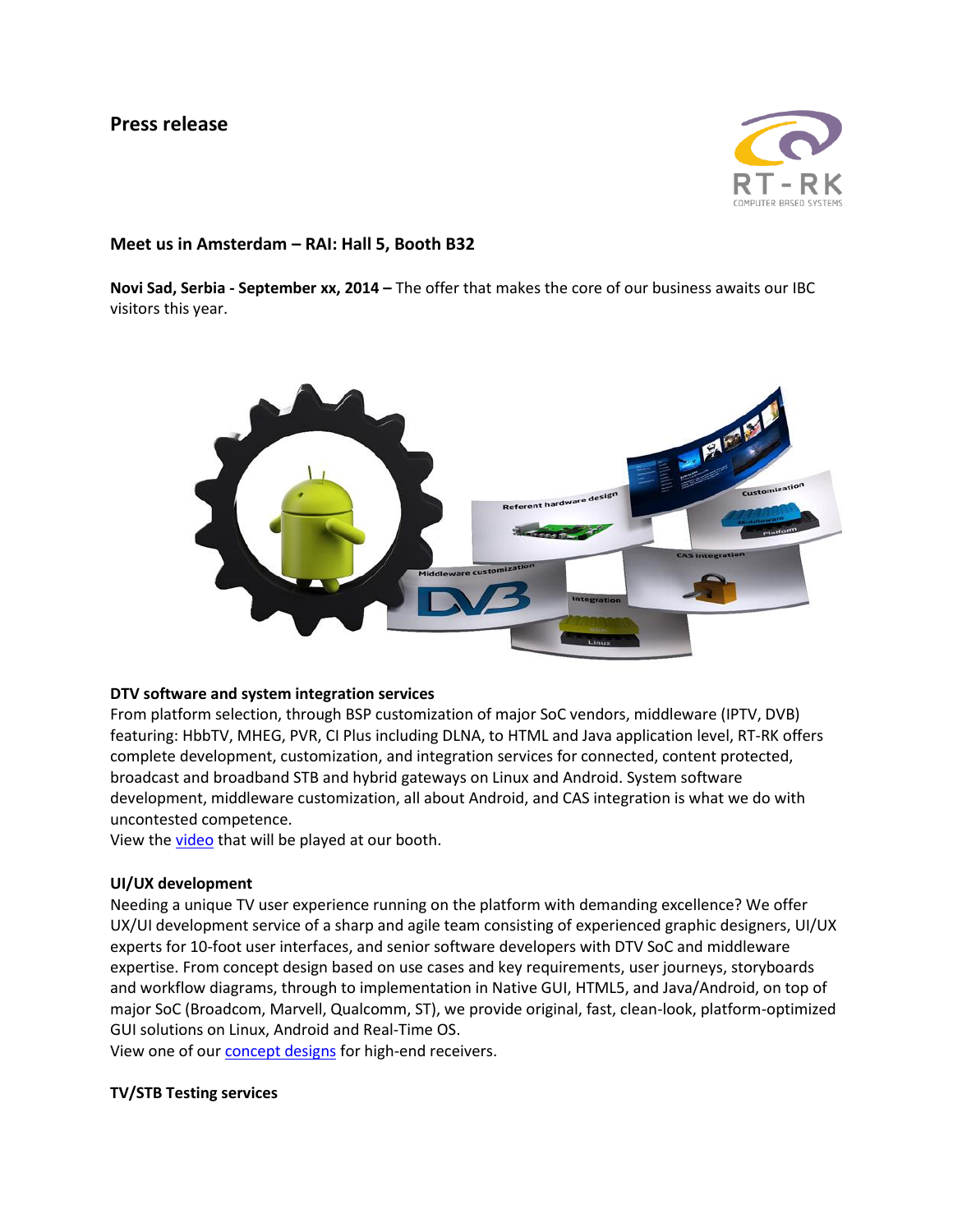# Press release

### Meet us in Amsterdam – RAI: Hall 5, Booth B32

**Novi Sad, Serbia - September xx, 2014 –** The offer that makes the core of our business awaits our IBC visitors this year.

**DTV software and system integration services**

From platform selection, through BSP customization of major SoC vendors, middleware (IPTV, DVB) featuring: HbbTV, MHEG, PVR, CI Plus including DLNA, to HTML and Java application level, RT-RK offers complete development, customization, and integration services for connected, content protected, broadcast and broadband STB and hybrid gateways on Linux and Android. System software development, middleware customization, all about Android, and CAS integration is what we do with uncontested competence.

View the video that will be played at our booth.

**UI/UX development**

Needing a unique TV user experience running on the platform with demanding excellence? We offer UX/UI development service of a sharp and agile team consisting of experienced graphic designers, UI/UX experts for 10-foot user interfaces, and senior software developers with DTV SoC and middleware expertise. From concept design based on use cases and key requirements, user journeys, storyboards and workflow diagrams, through to implementation in Native GUI, HTML5, and Java/Android, on top of major SoC (Broadcom, Marvell, Qualcomm, ST), we provide original, fast, clean-look, platform-optimized GUI solutions on Linux, Android and Real-Time OS.

View one of our concept designs for high-end receivers.

**TV/STB Testing services**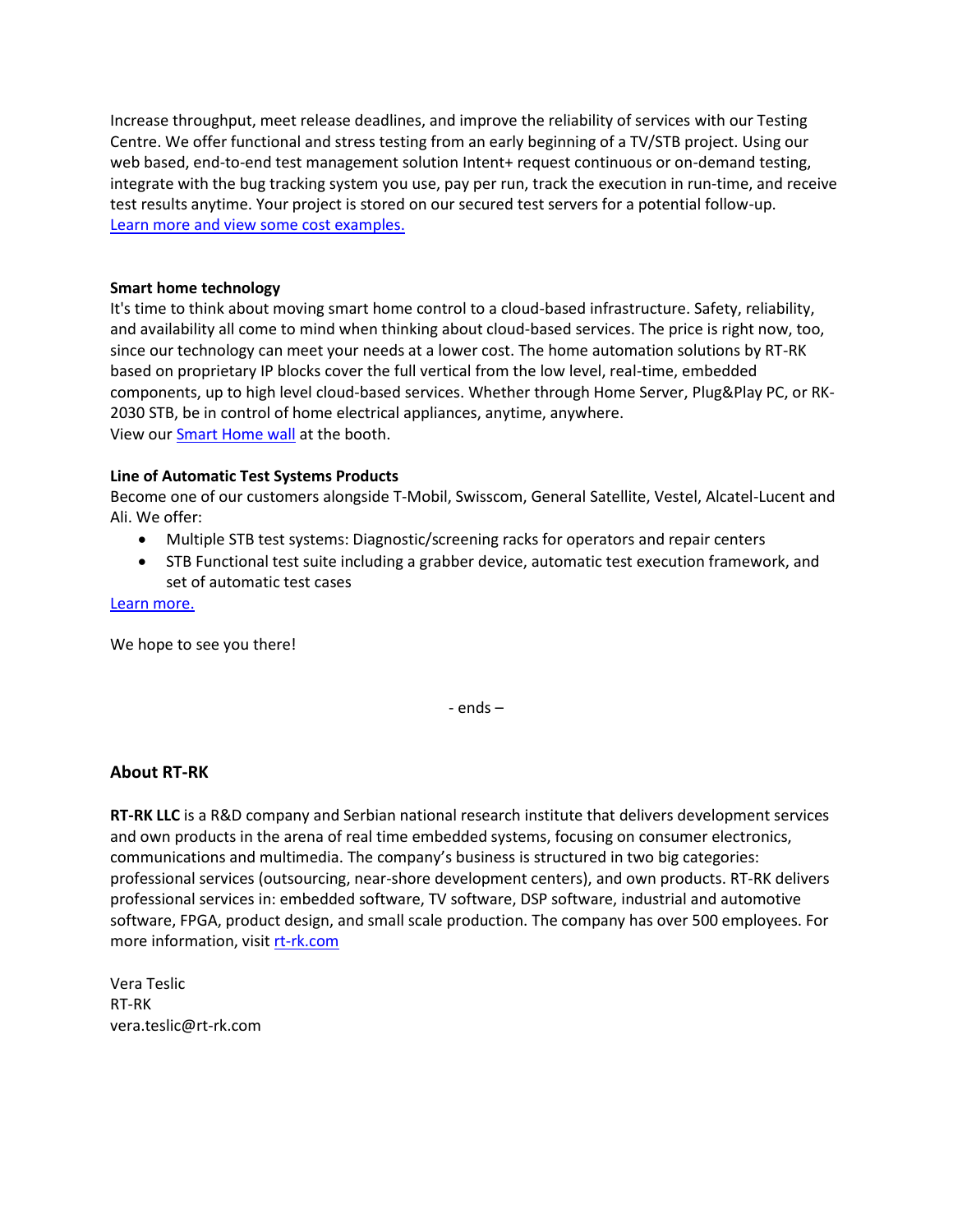Increase throughput, meet release deadlines, and improve the reliability of services with our Testing Centre. We offer functional and stress testing from an early beginning of a TV/STB project. Using our web based, end-to-end test management solution Intent+ request continuous or on-demand testing, integrate with the bug tracking system you use, pay per run, track the execution in run-time, and receive test results anytime. Your project is stored on our secured test servers for a potential follow-up. [Learn more and view some cost examples.]

**Smart home technology**

It's time to think about moving smart home control to a cloud-based infrastructure. Safety, reliability, and availability all come to mind when thinking about cloud-based services. The price is right now, too, since our technology can meet your needs at a lower cost. The home automation solutions by RT-RK based on proprietary IP blocks cover the full vertical from the low level, real-time, embedded components, up to high level cloud-based services. Whether through Home Server, Plug&Play PC, or RK-2030 STB, be in control of home electrical appliances, anytime, anywhere.
View our Smart Home wall at the booth.

**Line of Automatic Test Systems Products**

Become one of our customers alongside T-Mobil, Swisscom, General Satellite, Vestel, Alcatel-Lucent and Ali. We offer:

- Multiple STB test systems: Diagnostic/screening racks for operators and repair centers
- STB Functional test suite including a grabber device, automatic test execution framework, and set of automatic test cases

Learn more.

We hope to see you there!

- ends –

## About RT-RK

**RT-RK LLC** is a R&D company and Serbian national research institute that delivers development services and own products in the arena of real time embedded systems, focusing on consumer electronics, communications and multimedia. The company's business is structured in two big categories: professional services (outsourcing, near-shore development centers), and own products. RT-RK delivers professional services in: embedded software, TV software, DSP software, industrial and automotive software, FPGA, product design, and small scale production. The company has over 500 employees. For more information, visit rt-rk.com

Vera Teslic
RT-RK
vera.teslic@rt-rk.com